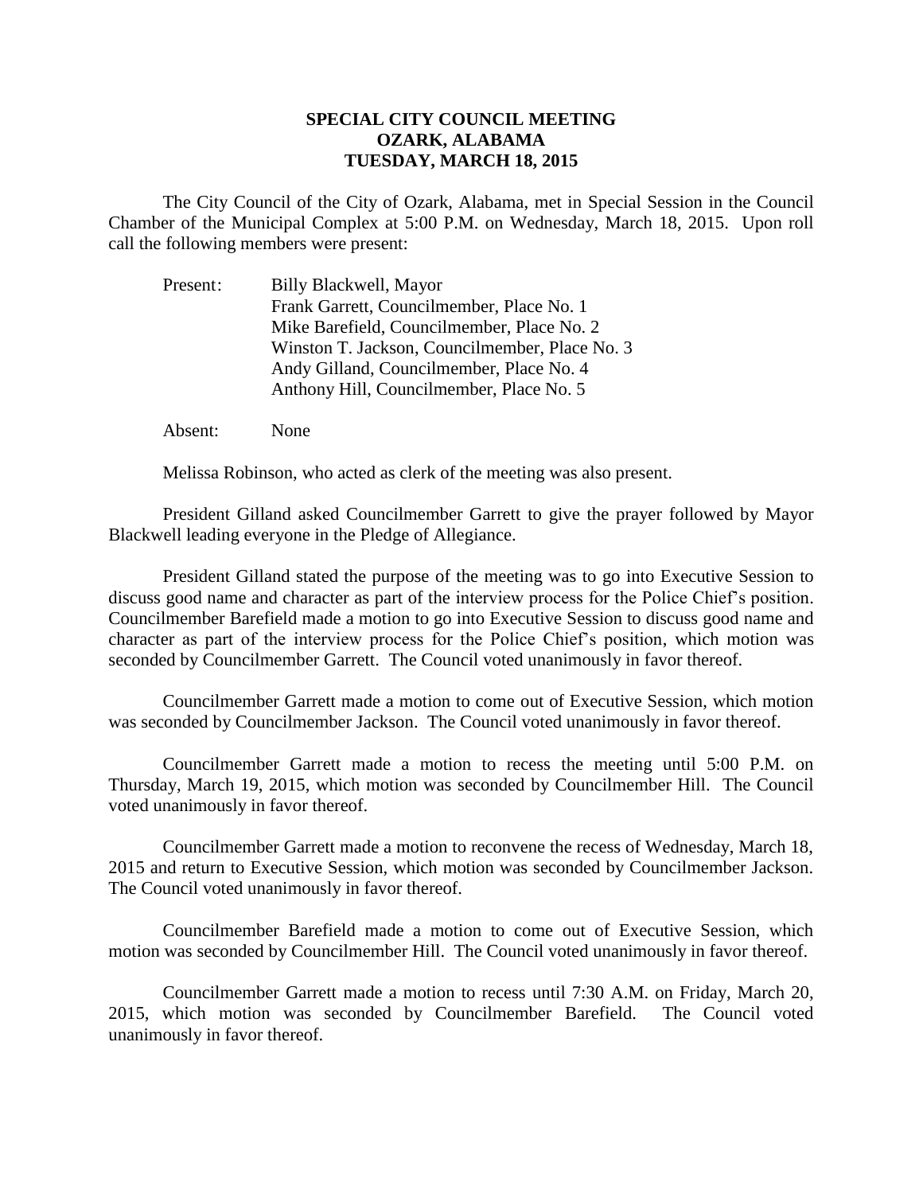**SPECIAL CITY COUNCIL MEETING**
**OZARK, ALABAMA**
**TUESDAY, MARCH 18, 2015**

The City Council of the City of Ozark, Alabama, met in Special Session in the Council Chamber of the Municipal Complex at 5:00 P.M. on Wednesday, March 18, 2015. Upon roll call the following members were present:

Present: Billy Blackwell, Mayor
Frank Garrett, Councilmember, Place No. 1
Mike Barefield, Councilmember, Place No. 2
Winston T. Jackson, Councilmember, Place No. 3
Andy Gilland, Councilmember, Place No. 4
Anthony Hill, Councilmember, Place No. 5

Absent: None

Melissa Robinson, who acted as clerk of the meeting was also present.

President Gilland asked Councilmember Garrett to give the prayer followed by Mayor Blackwell leading everyone in the Pledge of Allegiance.

President Gilland stated the purpose of the meeting was to go into Executive Session to discuss good name and character as part of the interview process for the Police Chief's position. Councilmember Barefield made a motion to go into Executive Session to discuss good name and character as part of the interview process for the Police Chief's position, which motion was seconded by Councilmember Garrett. The Council voted unanimously in favor thereof.

Councilmember Garrett made a motion to come out of Executive Session, which motion was seconded by Councilmember Jackson. The Council voted unanimously in favor thereof.

Councilmember Garrett made a motion to recess the meeting until 5:00 P.M. on Thursday, March 19, 2015, which motion was seconded by Councilmember Hill. The Council voted unanimously in favor thereof.

Councilmember Garrett made a motion to reconvene the recess of Wednesday, March 18, 2015 and return to Executive Session, which motion was seconded by Councilmember Jackson. The Council voted unanimously in favor thereof.

Councilmember Barefield made a motion to come out of Executive Session, which motion was seconded by Councilmember Hill. The Council voted unanimously in favor thereof.

Councilmember Garrett made a motion to recess until 7:30 A.M. on Friday, March 20, 2015, which motion was seconded by Councilmember Barefield. The Council voted unanimously in favor thereof.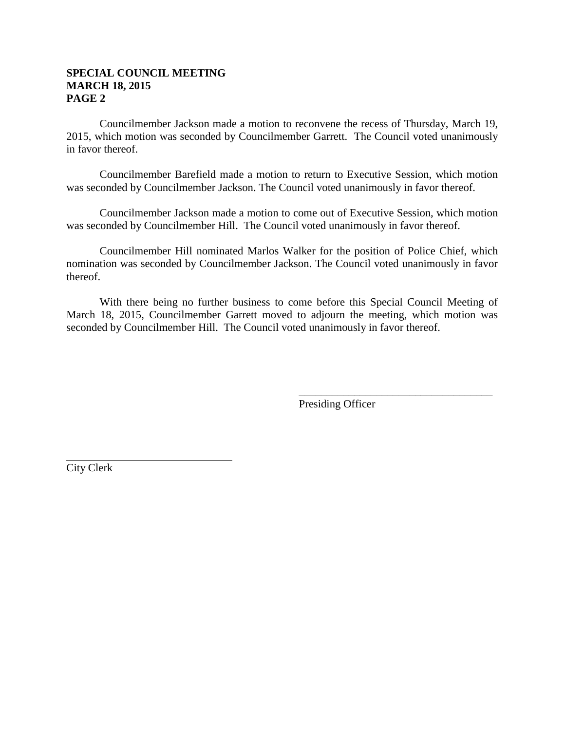Councilmember Jackson made a motion to reconvene the recess of Thursday, March 19, 2015, which motion was seconded by Councilmember Garrett. The Council voted unanimously in favor thereof.

Councilmember Barefield made a motion to return to Executive Session, which motion was seconded by Councilmember Jackson. The Council voted unanimously in favor thereof.

Councilmember Jackson made a motion to come out of Executive Session, which motion was seconded by Councilmember Hill. The Council voted unanimously in favor thereof.

Councilmember Hill nominated Marlos Walker for the position of Police Chief, which nomination was seconded by Councilmember Jackson. The Council voted unanimously in favor thereof.

With there being no further business to come before this Special Council Meeting of March 18, 2015, Councilmember Garrett moved to adjourn the meeting, which motion was seconded by Councilmember Hill. The Council voted unanimously in favor thereof.

\_\_\_\_\_\_\_\_\_\_\_\_\_\_\_\_\_\_\_\_\_\_\_\_\_\_\_\_\_\_\_\_\_\_\_\_

Presiding Officer

\_\_\_\_\_\_\_\_\_\_\_\_\_\_\_\_\_\_\_\_\_\_\_\_\_\_\_\_\_\_\_

City Clerk